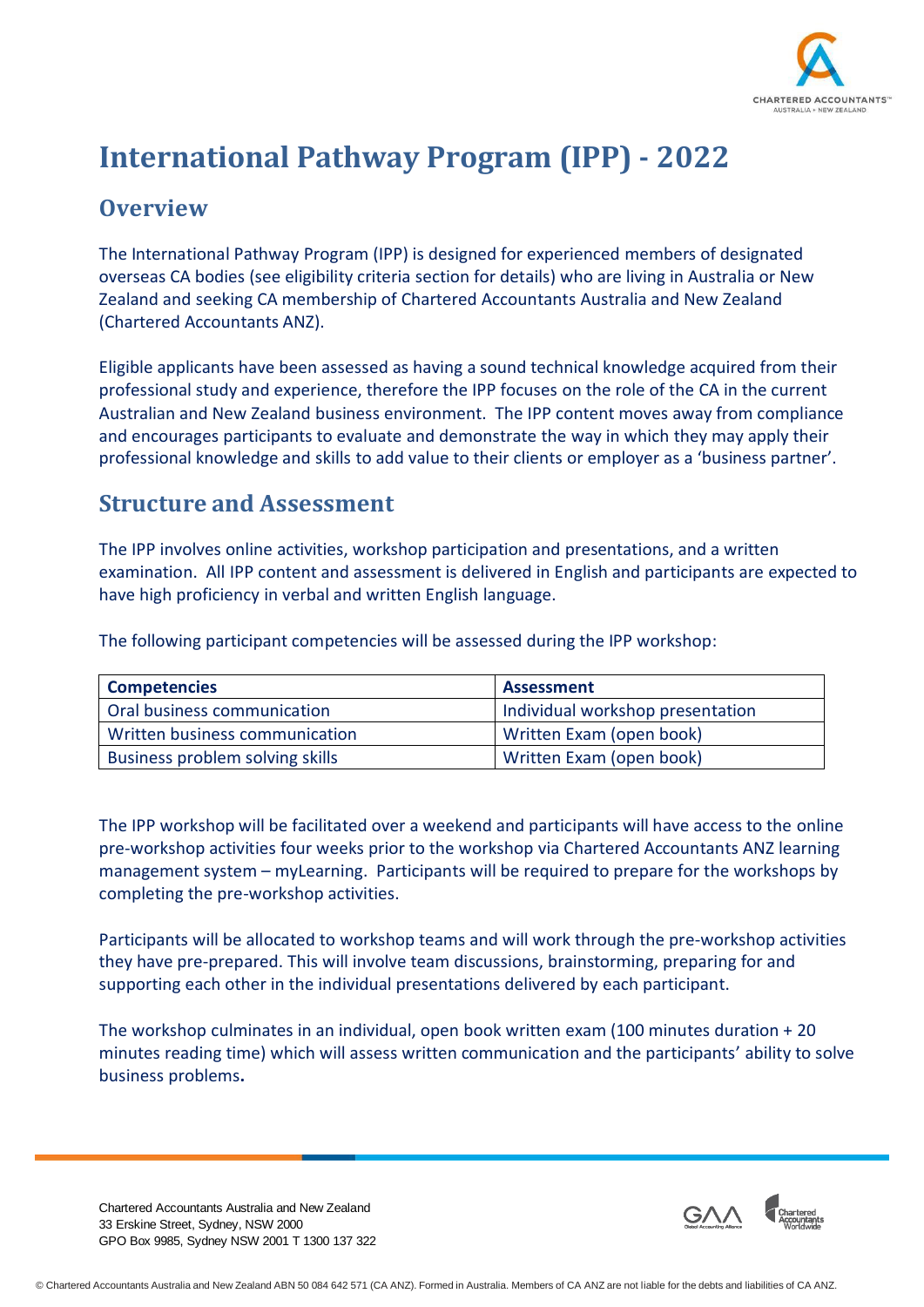# International Pathway Program (IPP) - 2022

## Overview

The International Pathway Program (IPP) is designed for experienced members of designated overseas CA bodies (see eligibility criteria section for details) who are living in Australia or New Zealand and seeking CA membership of Chartered Accountants Australia and New Zealand (Chartered Accountants ANZ).

Eligible applicants have been assessed as having a sound technical knowledge acquired from their professional study and experience, therefore the IPP focuses on the role of the CA in the current Australian and New Zealand business environment. The IPP content moves away from compliance and encourages participants to evaluate and demonstrate the way in which they may apply their professional knowledge and skills to add value to their clients or employer as a 'business partner'.

## Structure and Assessment

The IPP involves online activities, workshop participation and presentations, and a written examination. All IPP content and assessment is delivered in English and participants are expected to have high proficiency in verbal and written English language.

The following participant competencies will be assessed during the IPP workshop:

| Competencies | Assessment |
|---|---|
| Oral business communication | Individual workshop presentation |
| Written business communication | Written Exam (open book) |
| Business problem solving skills | Written Exam (open book) |

The IPP workshop will be facilitated over a weekend and participants will have access to the online pre-workshop activities four weeks prior to the workshop via Chartered Accountants ANZ learning management system – myLearning. Participants will be required to prepare for the workshops by completing the pre-workshop activities.

Participants will be allocated to workshop teams and will work through the pre-workshop activities they have pre-prepared. This will involve team discussions, brainstorming, preparing for and supporting each other in the individual presentations delivered by each participant.

The workshop culminates in an individual, open book written exam (100 minutes duration + 20 minutes reading time) which will assess written communication and the participants' ability to solve business problems**.**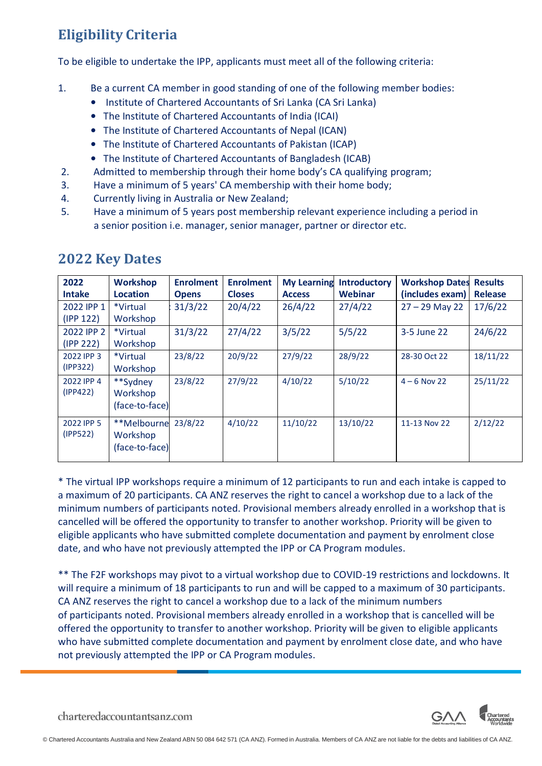## Eligibility Criteria

To be eligible to undertake the IPP, applicants must meet all of the following criteria:

1. Be a current CA member in good standing of one of the following member bodies:
   - Institute of Chartered Accountants of Sri Lanka (CA Sri Lanka)
   - The Institute of Chartered Accountants of India (ICAI)
   - The Institute of Chartered Accountants of Nepal (ICAN)
   - The Institute of Chartered Accountants of Pakistan (ICAP)
   - The Institute of Chartered Accountants of Bangladesh (ICAB)
2. Admitted to membership through their home body's CA qualifying program;
3. Have a minimum of 5 years' CA membership with their home body;
4. Currently living in Australia or New Zealand;
5. Have a minimum of 5 years post membership relevant experience including a period in a senior position i.e. manager, senior manager, partner or director etc.

## 2022 Key Dates

| 2022 Intake | Workshop Location | Enrolment Opens | Enrolment Closes | My Learning Access | Introductory Webinar | Workshop Dates (includes exam) | Results Release |
|---|---|---|---|---|---|---|---|
| 2022 IPP 1 (IPP 122) | *Virtual Workshop | 31/3/22 | 20/4/22 | 26/4/22 | 27/4/22 | 27 – 29 May 22 | 17/6/22 |
| 2022 IPP 2 (IPP 222) | *Virtual Workshop | 31/3/22 | 27/4/22 | 3/5/22 | 5/5/22 | 3-5 June 22 | 24/6/22 |
| 2022 IPP 3 (IPP322) | *Virtual Workshop | 23/8/22 | 20/9/22 | 27/9/22 | 28/9/22 | 28-30 Oct 22 | 18/11/22 |
| 2022 IPP 4 (IPP422) | **Sydney Workshop (face-to-face) | 23/8/22 | 27/9/22 | 4/10/22 | 5/10/22 | 4 – 6 Nov 22 | 25/11/22 |
| 2022 IPP 5 (IPP522) | **Melbourne Workshop (face-to-face) | 23/8/22 | 4/10/22 | 11/10/22 | 13/10/22 | 11-13 Nov 22 | 2/12/22 |

* The virtual IPP workshops require a minimum of 12 participants to run and each intake is capped to a maximum of 20 participants. CA ANZ reserves the right to cancel a workshop due to a lack of the minimum numbers of participants noted. Provisional members already enrolled in a workshop that is cancelled will be offered the opportunity to transfer to another workshop. Priority will be given to eligible applicants who have submitted complete documentation and payment by enrolment close date, and who have not previously attempted the IPP or CA Program modules.

** The F2F workshops may pivot to a virtual workshop due to COVID-19 restrictions and lockdowns. It will require a minimum of 18 participants to run and will be capped to a maximum of 30 participants. CA ANZ reserves the right to cancel a workshop due to a lack of the minimum numbers of participants noted. Provisional members already enrolled in a workshop that is cancelled will be offered the opportunity to transfer to another workshop. Priority will be given to eligible applicants who have submitted complete documentation and payment by enrolment close date, and who have not previously attempted the IPP or CA Program modules.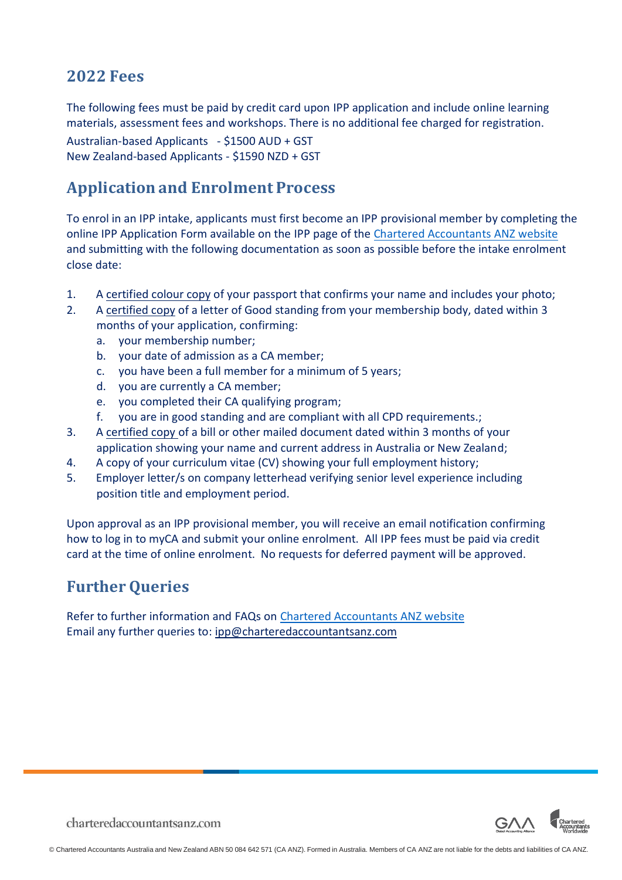## 2022 Fees

The following fees must be paid by credit card upon IPP application and include online learning materials, assessment fees and workshops. There is no additional fee charged for registration.

Australian-based Applicants - $1500 AUD + GST
New Zealand-based Applicants - $1590 NZD + GST

## Application and Enrolment Process

To enrol in an IPP intake, applicants must first become an IPP provisional member by completing the online IPP Application Form available on the IPP page of the [Chartered Accountants ANZ website](#) and submitting with the following documentation as soon as possible before the intake enrolment close date:

1. A certified colour copy of your passport that confirms your name and includes your photo;
2. A certified copy of a letter of Good standing from your membership body, dated within 3 months of your application, confirming:
   a. your membership number;
   b. your date of admission as a CA member;
   c. you have been a full member for a minimum of 5 years;
   d. you are currently a CA member;
   e. you completed their CA qualifying program;
   f. you are in good standing and are compliant with all CPD requirements.;
3. A certified copy of a bill or other mailed document dated within 3 months of your application showing your name and current address in Australia or New Zealand;
4. A copy of your curriculum vitae (CV) showing your full employment history;
5. Employer letter/s on company letterhead verifying senior level experience including position title and employment period.

Upon approval as an IPP provisional member, you will receive an email notification confirming how to log in to myCA and submit your online enrolment. All IPP fees must be paid via credit card at the time of online enrolment. No requests for deferred payment will be approved.

## Further Queries

Refer to further information and FAQs on [Chartered Accountants ANZ website](#)
Email any further queries to: ipp@charteredaccountantsanz.com

© Chartered Accountants Australia and New Zealand ABN 50 084 642 571 (CA ANZ). Formed in Australia. Members of CA ANZ are not liable for the debts and liabilities of CA ANZ.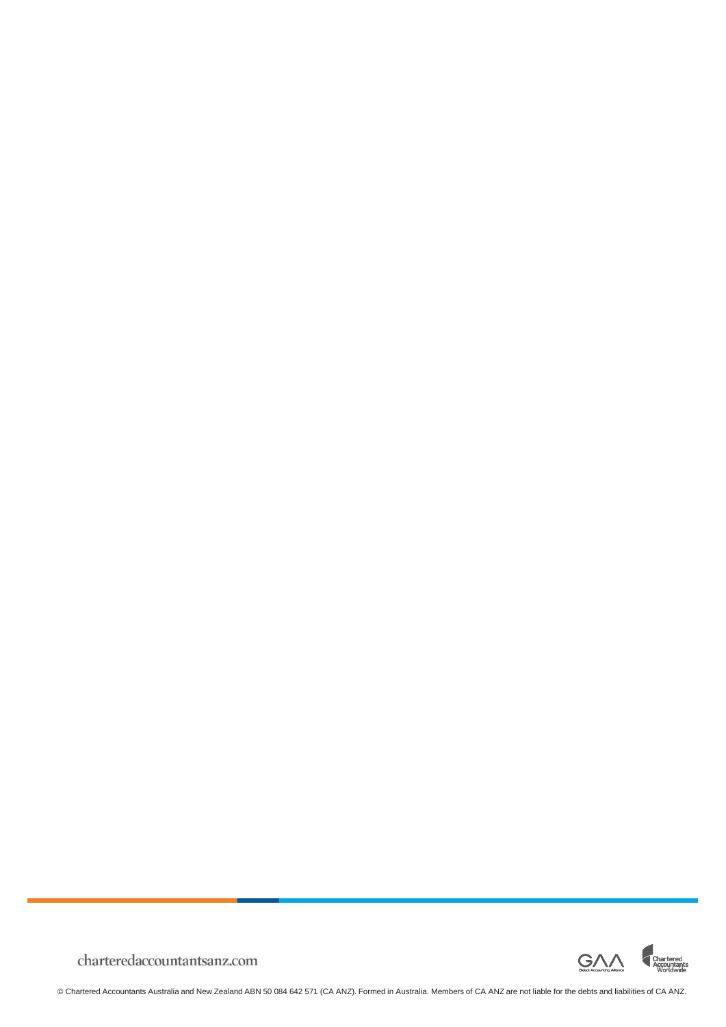charteredaccountantsanz.com

© Chartered Accountants Australia and New Zealand ABN 50 084 642 571 (CA ANZ). Formed in Australia. Members of CA ANZ are not liable for the debts and liabilities of CA ANZ.